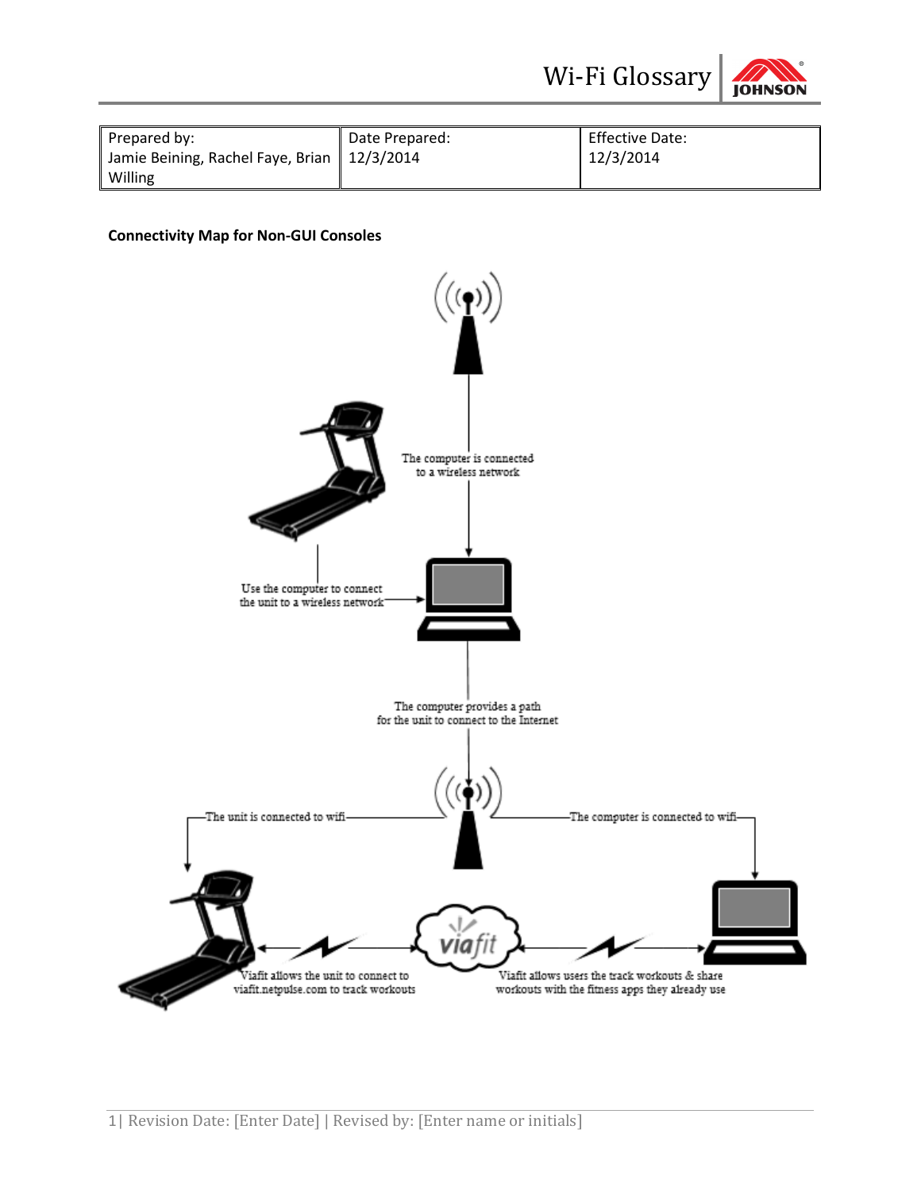| Prepared by: Jamie Beining, Rachel Faye, Brian Willing | Date Prepared: 12/3/2014 | Effective Date: 12/3/2014 |
|---|---|---|

**Connectivity Map for Non-GUI Consoles**

The computer is connected to a wireless network

Use the computer to connect the unit to a wireless network

The computer provides a path for the unit to connect to the Internet

The unit is connected to wifi

The computer is connected to wifi

viafit

Viafit allows the unit to connect to viafit.netpulse.com to track workouts

Viafit allows users the track workouts & share workouts with the fitness apps they already use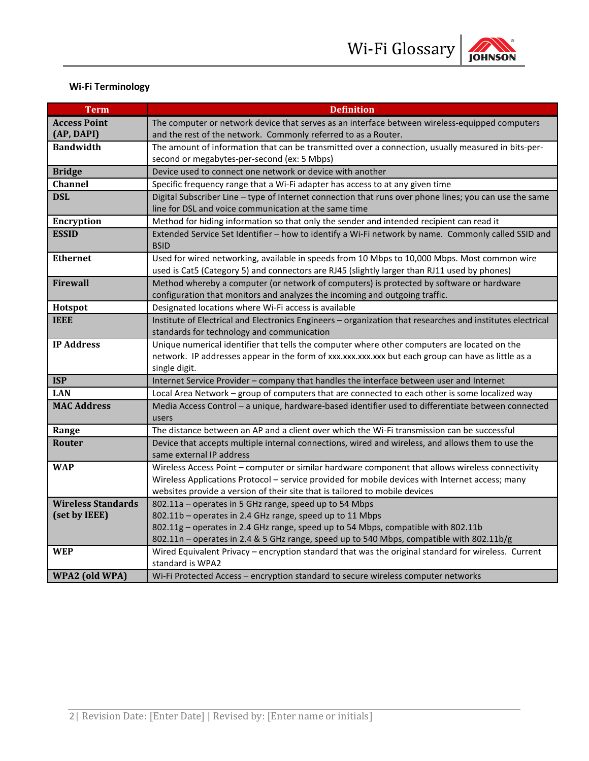**Wi-Fi Terminology**

| Term | Definition |
|---|---|
| **Access Point (AP, DAPI)** | The computer or network device that serves as an interface between wireless-equipped computers and the rest of the network. Commonly referred to as a Router. |
| **Bandwidth** | The amount of information that can be transmitted over a connection, usually measured in bits-per-second or megabytes-per-second (ex: 5 Mbps) |
| **Bridge** | Device used to connect one network or device with another |
| **Channel** | Specific frequency range that a Wi-Fi adapter has access to at any given time |
| **DSL** | Digital Subscriber Line – type of Internet connection that runs over phone lines; you can use the same line for DSL and voice communication at the same time |
| **Encryption** | Method for hiding information so that only the sender and intended recipient can read it |
| **ESSID** | Extended Service Set Identifier – how to identify a Wi-Fi network by name. Commonly called SSID and BSID |
| **Ethernet** | Used for wired networking, available in speeds from 10 Mbps to 10,000 Mbps. Most common wire used is Cat5 (Category 5) and connectors are RJ45 (slightly larger than RJ11 used by phones) |
| **Firewall** | Method whereby a computer (or network of computers) is protected by software or hardware configuration that monitors and analyzes the incoming and outgoing traffic. |
| **Hotspot** | Designated locations where Wi-Fi access is available |
| **IEEE** | Institute of Electrical and Electronics Engineers – organization that researches and institutes electrical standards for technology and communication |
| **IP Address** | Unique numerical identifier that tells the computer where other computers are located on the network. IP addresses appear in the form of xxx.xxx.xxx.xxx but each group can have as little as a single digit. |
| **ISP** | Internet Service Provider – company that handles the interface between user and Internet |
| **LAN** | Local Area Network – group of computers that are connected to each other is some localized way |
| **MAC Address** | Media Access Control – a unique, hardware-based identifier used to differentiate between connected users |
| **Range** | The distance between an AP and a client over which the Wi-Fi transmission can be successful |
| **Router** | Device that accepts multiple internal connections, wired and wireless, and allows them to use the same external IP address |
| **WAP** | Wireless Access Point – computer or similar hardware component that allows wireless connectivity<br>Wireless Applications Protocol – service provided for mobile devices with Internet access; many websites provide a version of their site that is tailored to mobile devices |
| **Wireless Standards (set by IEEE)** | 802.11a – operates in 5 GHz range, speed up to 54 Mbps<br>802.11b – operates in 2.4 GHz range, speed up to 11 Mbps<br>802.11g – operates in 2.4 GHz range, speed up to 54 Mbps, compatible with 802.11b<br>802.11n – operates in 2.4 & 5 GHz range, speed up to 540 Mbps, compatible with 802.11b/g |
| **WEP** | Wired Equivalent Privacy – encryption standard that was the original standard for wireless. Current standard is WPA2 |
| **WPA2 (old WPA)** | Wi-Fi Protected Access – encryption standard to secure wireless computer networks |